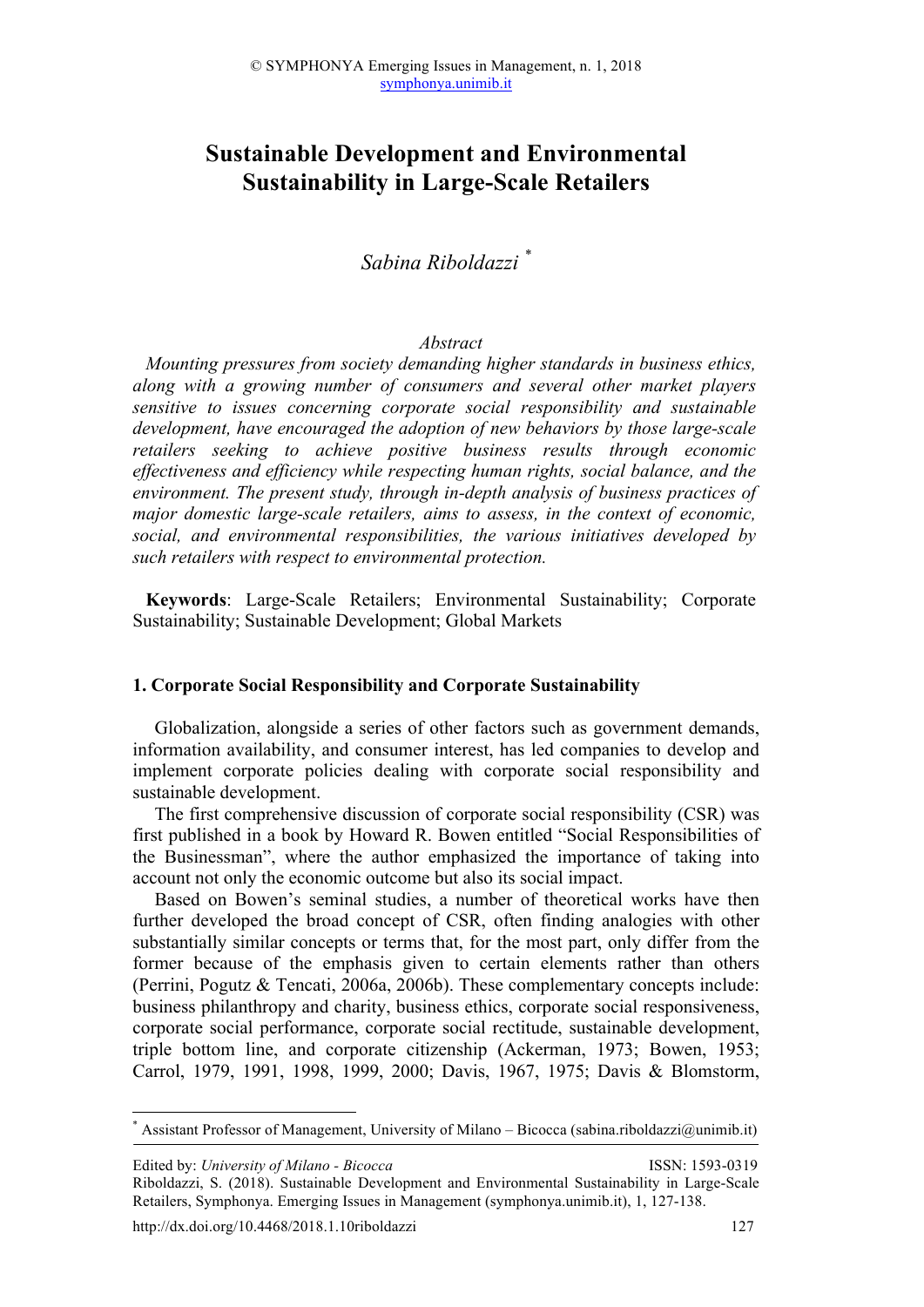# Sustainable Development and Environmental Sustainability in Large-Scale Retailers

*Sabina Riboldazzi* [*]

*Abstract*

*Mounting pressures from society demanding higher standards in business ethics, along with a growing number of consumers and several other market players sensitive to issues concerning corporate social responsibility and sustainable development, have encouraged the adoption of new behaviors by those large-scale retailers seeking to achieve positive business results through economic effectiveness and efficiency while respecting human rights, social balance, and the environment. The present study, through in-depth analysis of business practices of major domestic large-scale retailers, aims to assess, in the context of economic, social, and environmental responsibilities, the various initiatives developed by such retailers with respect to environmental protection.*

**Keywords**: Large-Scale Retailers; Environmental Sustainability; Corporate Sustainability; Sustainable Development; Global Markets

## 1. Corporate Social Responsibility and Corporate Sustainability

Globalization, alongside a series of other factors such as government demands, information availability, and consumer interest, has led companies to develop and implement corporate policies dealing with corporate social responsibility and sustainable development.

The first comprehensive discussion of corporate social responsibility (CSR) was first published in a book by Howard R. Bowen entitled "Social Responsibilities of the Businessman", where the author emphasized the importance of taking into account not only the economic outcome but also its social impact.

Based on Bowen's seminal studies, a number of theoretical works have then further developed the broad concept of CSR, often finding analogies with other substantially similar concepts or terms that, for the most part, only differ from the former because of the emphasis given to certain elements rather than others (Perrini, Pogutz & Tencati, 2006a, 2006b). These complementary concepts include: business philanthropy and charity, business ethics, corporate social responsiveness, corporate social performance, corporate social rectitude, sustainable development, triple bottom line, and corporate citizenship (Ackerman, 1973; Bowen, 1953; Carrol, 1979, 1991, 1998, 1999, 2000; Davis, 1967, 1975; Davis & Blomstorm,

---

[*] Assistant Professor of Management, University of Milano – Bicocca (sabina.riboldazzi@unimib.it)

Edited by: *University of Milano - Bicocca* ISSN: 1593-0319
Riboldazzi, S. (2018). Sustainable Development and Environmental Sustainability in Large-Scale Retailers, Symphonya. Emerging Issues in Management (symphonya.unimib.it), 1, 127-138.

http://dx.doi.org/10.4468/2018.1.10riboldazzi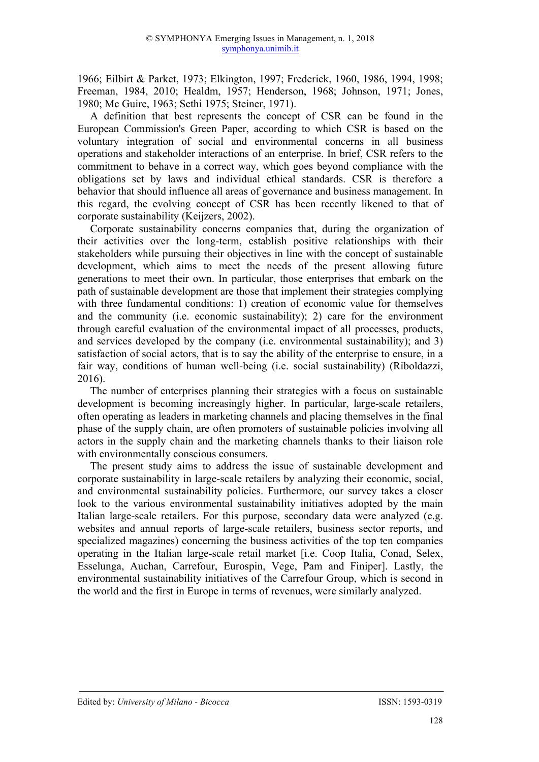1966; Eilbirt & Parket, 1973; Elkington, 1997; Frederick, 1960, 1986, 1994, 1998; Freeman, 1984, 2010; Healdm, 1957; Henderson, 1968; Johnson, 1971; Jones, 1980; Mc Guire, 1963; Sethi 1975; Steiner, 1971).

A definition that best represents the concept of CSR can be found in the European Commission's Green Paper, according to which CSR is based on the voluntary integration of social and environmental concerns in all business operations and stakeholder interactions of an enterprise. In brief, CSR refers to the commitment to behave in a correct way, which goes beyond compliance with the obligations set by laws and individual ethical standards. CSR is therefore a behavior that should influence all areas of governance and business management. In this regard, the evolving concept of CSR has been recently likened to that of corporate sustainability (Keijzers, 2002).

Corporate sustainability concerns companies that, during the organization of their activities over the long-term, establish positive relationships with their stakeholders while pursuing their objectives in line with the concept of sustainable development, which aims to meet the needs of the present allowing future generations to meet their own. In particular, those enterprises that embark on the path of sustainable development are those that implement their strategies complying with three fundamental conditions: 1) creation of economic value for themselves and the community (i.e. economic sustainability); 2) care for the environment through careful evaluation of the environmental impact of all processes, products, and services developed by the company (i.e. environmental sustainability); and 3) satisfaction of social actors, that is to say the ability of the enterprise to ensure, in a fair way, conditions of human well-being (i.e. social sustainability) (Riboldazzi, 2016).

The number of enterprises planning their strategies with a focus on sustainable development is becoming increasingly higher. In particular, large-scale retailers, often operating as leaders in marketing channels and placing themselves in the final phase of the supply chain, are often promoters of sustainable policies involving all actors in the supply chain and the marketing channels thanks to their liaison role with environmentally conscious consumers.

The present study aims to address the issue of sustainable development and corporate sustainability in large-scale retailers by analyzing their economic, social, and environmental sustainability policies. Furthermore, our survey takes a closer look to the various environmental sustainability initiatives adopted by the main Italian large-scale retailers. For this purpose, secondary data were analyzed (e.g. websites and annual reports of large-scale retailers, business sector reports, and specialized magazines) concerning the business activities of the top ten companies operating in the Italian large-scale retail market [i.e. Coop Italia, Conad, Selex, Esselunga, Auchan, Carrefour, Eurospin, Vege, Pam and Finiper]. Lastly, the environmental sustainability initiatives of the Carrefour Group, which is second in the world and the first in Europe in terms of revenues, were similarly analyzed.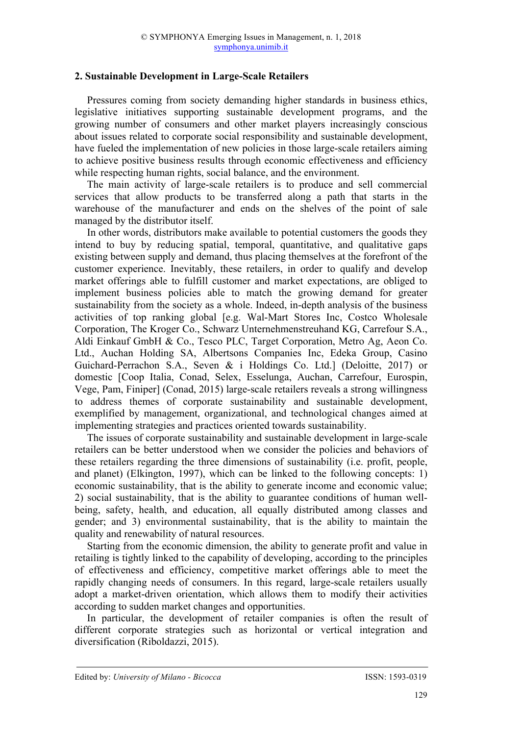## 2. Sustainable Development in Large-Scale Retailers

Pressures coming from society demanding higher standards in business ethics, legislative initiatives supporting sustainable development programs, and the growing number of consumers and other market players increasingly conscious about issues related to corporate social responsibility and sustainable development, have fueled the implementation of new policies in those large-scale retailers aiming to achieve positive business results through economic effectiveness and efficiency while respecting human rights, social balance, and the environment.

The main activity of large-scale retailers is to produce and sell commercial services that allow products to be transferred along a path that starts in the warehouse of the manufacturer and ends on the shelves of the point of sale managed by the distributor itself.

In other words, distributors make available to potential customers the goods they intend to buy by reducing spatial, temporal, quantitative, and qualitative gaps existing between supply and demand, thus placing themselves at the forefront of the customer experience. Inevitably, these retailers, in order to qualify and develop market offerings able to fulfill customer and market expectations, are obliged to implement business policies able to match the growing demand for greater sustainability from the society as a whole. Indeed, in-depth analysis of the business activities of top ranking global [e.g. Wal-Mart Stores Inc, Costco Wholesale Corporation, The Kroger Co., Schwarz Unternehmenstreuhand KG, Carrefour S.A., Aldi Einkauf GmbH & Co., Tesco PLC, Target Corporation, Metro Ag, Aeon Co. Ltd., Auchan Holding SA, Albertsons Companies Inc, Edeka Group, Casino Guichard-Perrachon S.A., Seven & i Holdings Co. Ltd.] (Deloitte, 2017) or domestic [Coop Italia, Conad, Selex, Esselunga, Auchan, Carrefour, Eurospin, Vege, Pam, Finiper] (Conad, 2015) large-scale retailers reveals a strong willingness to address themes of corporate sustainability and sustainable development, exemplified by management, organizational, and technological changes aimed at implementing strategies and practices oriented towards sustainability.

The issues of corporate sustainability and sustainable development in large-scale retailers can be better understood when we consider the policies and behaviors of these retailers regarding the three dimensions of sustainability (i.e. profit, people, and planet) (Elkington, 1997), which can be linked to the following concepts: 1) economic sustainability, that is the ability to generate income and economic value; 2) social sustainability, that is the ability to guarantee conditions of human well-being, safety, health, and education, all equally distributed among classes and gender; and 3) environmental sustainability, that is the ability to maintain the quality and renewability of natural resources.

Starting from the economic dimension, the ability to generate profit and value in retailing is tightly linked to the capability of developing, according to the principles of effectiveness and efficiency, competitive market offerings able to meet the rapidly changing needs of consumers. In this regard, large-scale retailers usually adopt a market-driven orientation, which allows them to modify their activities according to sudden market changes and opportunities.

In particular, the development of retailer companies is often the result of different corporate strategies such as horizontal or vertical integration and diversification (Riboldazzi, 2015).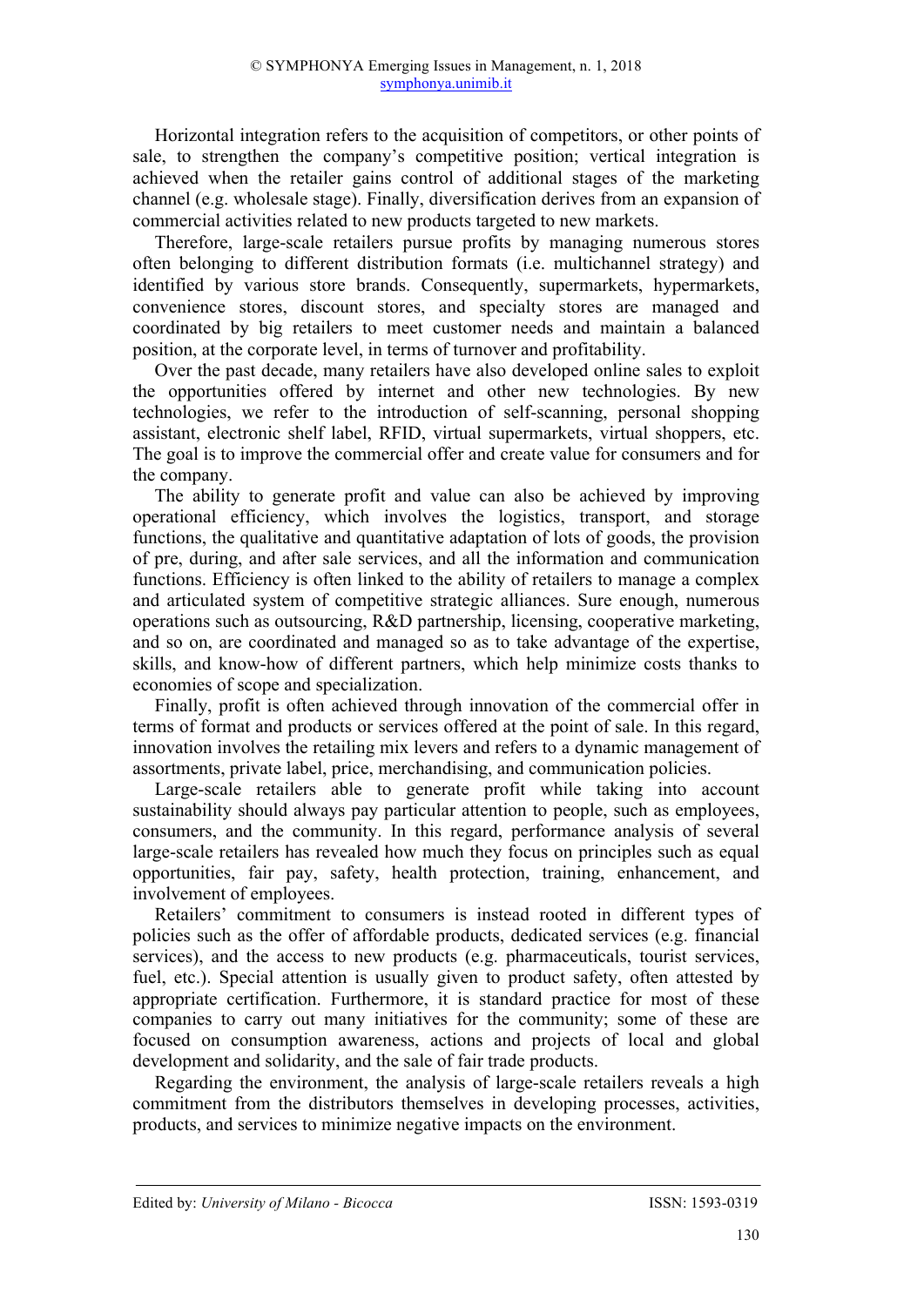Horizontal integration refers to the acquisition of competitors, or other points of sale, to strengthen the company's competitive position; vertical integration is achieved when the retailer gains control of additional stages of the marketing channel (e.g. wholesale stage). Finally, diversification derives from an expansion of commercial activities related to new products targeted to new markets.

Therefore, large-scale retailers pursue profits by managing numerous stores often belonging to different distribution formats (i.e. multichannel strategy) and identified by various store brands. Consequently, supermarkets, hypermarkets, convenience stores, discount stores, and specialty stores are managed and coordinated by big retailers to meet customer needs and maintain a balanced position, at the corporate level, in terms of turnover and profitability.

Over the past decade, many retailers have also developed online sales to exploit the opportunities offered by internet and other new technologies. By new technologies, we refer to the introduction of self-scanning, personal shopping assistant, electronic shelf label, RFID, virtual supermarkets, virtual shoppers, etc. The goal is to improve the commercial offer and create value for consumers and for the company.

The ability to generate profit and value can also be achieved by improving operational efficiency, which involves the logistics, transport, and storage functions, the qualitative and quantitative adaptation of lots of goods, the provision of pre, during, and after sale services, and all the information and communication functions. Efficiency is often linked to the ability of retailers to manage a complex and articulated system of competitive strategic alliances. Sure enough, numerous operations such as outsourcing, R&D partnership, licensing, cooperative marketing, and so on, are coordinated and managed so as to take advantage of the expertise, skills, and know-how of different partners, which help minimize costs thanks to economies of scope and specialization.

Finally, profit is often achieved through innovation of the commercial offer in terms of format and products or services offered at the point of sale. In this regard, innovation involves the retailing mix levers and refers to a dynamic management of assortments, private label, price, merchandising, and communication policies.

Large-scale retailers able to generate profit while taking into account sustainability should always pay particular attention to people, such as employees, consumers, and the community. In this regard, performance analysis of several large-scale retailers has revealed how much they focus on principles such as equal opportunities, fair pay, safety, health protection, training, enhancement, and involvement of employees.

Retailers' commitment to consumers is instead rooted in different types of policies such as the offer of affordable products, dedicated services (e.g. financial services), and the access to new products (e.g. pharmaceuticals, tourist services, fuel, etc.). Special attention is usually given to product safety, often attested by appropriate certification. Furthermore, it is standard practice for most of these companies to carry out many initiatives for the community; some of these are focused on consumption awareness, actions and projects of local and global development and solidarity, and the sale of fair trade products.

Regarding the environment, the analysis of large-scale retailers reveals a high commitment from the distributors themselves in developing processes, activities, products, and services to minimize negative impacts on the environment.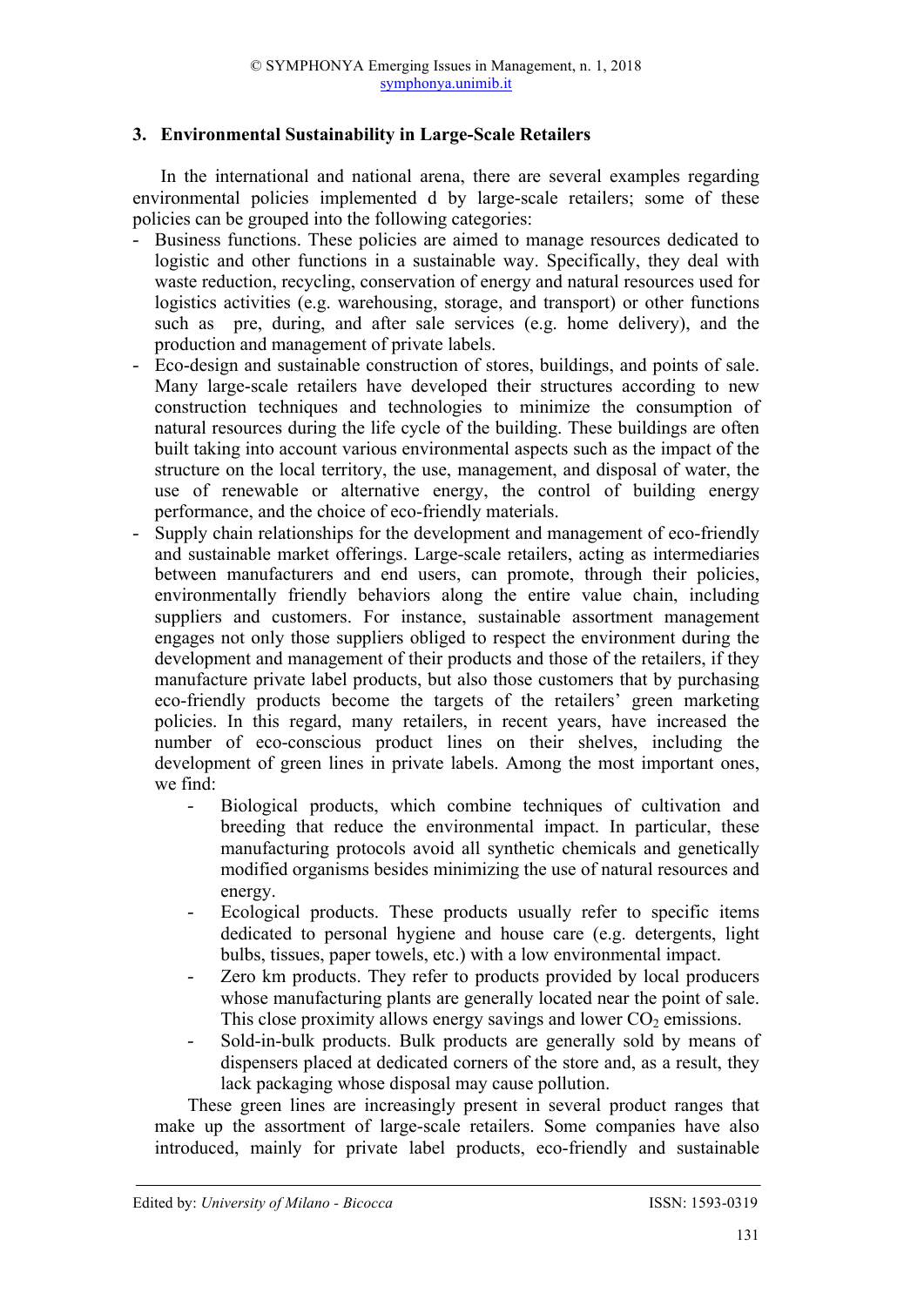## 3. Environmental Sustainability in Large-Scale Retailers

In the international and national arena, there are several examples regarding environmental policies implemented d by large-scale retailers; some of these policies can be grouped into the following categories:

- Business functions. These policies are aimed to manage resources dedicated to logistic and other functions in a sustainable way. Specifically, they deal with waste reduction, recycling, conservation of energy and natural resources used for logistics activities (e.g. warehousing, storage, and transport) or other functions such as pre, during, and after sale services (e.g. home delivery), and the production and management of private labels.
- Eco-design and sustainable construction of stores, buildings, and points of sale. Many large-scale retailers have developed their structures according to new construction techniques and technologies to minimize the consumption of natural resources during the life cycle of the building. These buildings are often built taking into account various environmental aspects such as the impact of the structure on the local territory, the use, management, and disposal of water, the use of renewable or alternative energy, the control of building energy performance, and the choice of eco-friendly materials.
- Supply chain relationships for the development and management of eco-friendly and sustainable market offerings. Large-scale retailers, acting as intermediaries between manufacturers and end users, can promote, through their policies, environmentally friendly behaviors along the entire value chain, including suppliers and customers. For instance, sustainable assortment management engages not only those suppliers obliged to respect the environment during the development and management of their products and those of the retailers, if they manufacture private label products, but also those customers that by purchasing eco-friendly products become the targets of the retailers' green marketing policies. In this regard, many retailers, in recent years, have increased the number of eco-conscious product lines on their shelves, including the development of green lines in private labels. Among the most important ones, we find:
  - Biological products, which combine techniques of cultivation and breeding that reduce the environmental impact. In particular, these manufacturing protocols avoid all synthetic chemicals and genetically modified organisms besides minimizing the use of natural resources and energy.
  - Ecological products. These products usually refer to specific items dedicated to personal hygiene and house care (e.g. detergents, light bulbs, tissues, paper towels, etc.) with a low environmental impact.
  - Zero km products. They refer to products provided by local producers whose manufacturing plants are generally located near the point of sale. This close proximity allows energy savings and lower $CO_2$ emissions.
  - Sold-in-bulk products. Bulk products are generally sold by means of dispensers placed at dedicated corners of the store and, as a result, they lack packaging whose disposal may cause pollution.

  These green lines are increasingly present in several product ranges that make up the assortment of large-scale retailers. Some companies have also introduced, mainly for private label products, eco-friendly and sustainable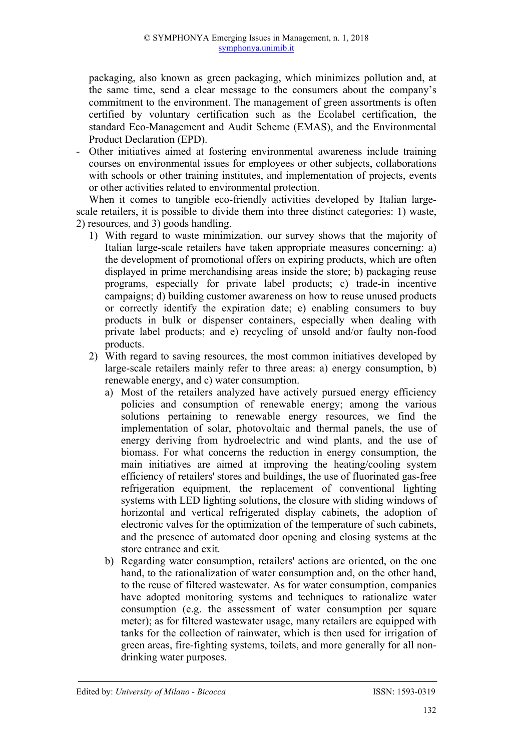packaging, also known as green packaging, which minimizes pollution and, at the same time, send a clear message to the consumers about the company's commitment to the environment. The management of green assortments is often certified by voluntary certification such as the Ecolabel certification, the standard Eco-Management and Audit Scheme (EMAS), and the Environmental Product Declaration (EPD).

- Other initiatives aimed at fostering environmental awareness include training courses on environmental issues for employees or other subjects, collaborations with schools or other training institutes, and implementation of projects, events or other activities related to environmental protection.

When it comes to tangible eco-friendly activities developed by Italian large-scale retailers, it is possible to divide them into three distinct categories: 1) waste, 2) resources, and 3) goods handling.

1) With regard to waste minimization, our survey shows that the majority of Italian large-scale retailers have taken appropriate measures concerning: a) the development of promotional offers on expiring products, which are often displayed in prime merchandising areas inside the store; b) packaging reuse programs, especially for private label products; c) trade-in incentive campaigns; d) building customer awareness on how to reuse unused products or correctly identify the expiration date; e) enabling consumers to buy products in bulk or dispenser containers, especially when dealing with private label products; and e) recycling of unsold and/or faulty non-food products.
2) With regard to saving resources, the most common initiatives developed by large-scale retailers mainly refer to three areas: a) energy consumption, b) renewable energy, and c) water consumption.
    a) Most of the retailers analyzed have actively pursued energy efficiency policies and consumption of renewable energy; among the various solutions pertaining to renewable energy resources, we find the implementation of solar, photovoltaic and thermal panels, the use of energy deriving from hydroelectric and wind plants, and the use of biomass. For what concerns the reduction in energy consumption, the main initiatives are aimed at improving the heating/cooling system efficiency of retailers' stores and buildings, the use of fluorinated gas-free refrigeration equipment, the replacement of conventional lighting systems with LED lighting solutions, the closure with sliding windows of horizontal and vertical refrigerated display cabinets, the adoption of electronic valves for the optimization of the temperature of such cabinets, and the presence of automated door opening and closing systems at the store entrance and exit.
    b) Regarding water consumption, retailers' actions are oriented, on the one hand, to the rationalization of water consumption and, on the other hand, to the reuse of filtered wastewater. As for water consumption, companies have adopted monitoring systems and techniques to rationalize water consumption (e.g. the assessment of water consumption per square meter); as for filtered wastewater usage, many retailers are equipped with tanks for the collection of rainwater, which is then used for irrigation of green areas, fire-fighting systems, toilets, and more generally for all non-drinking water purposes.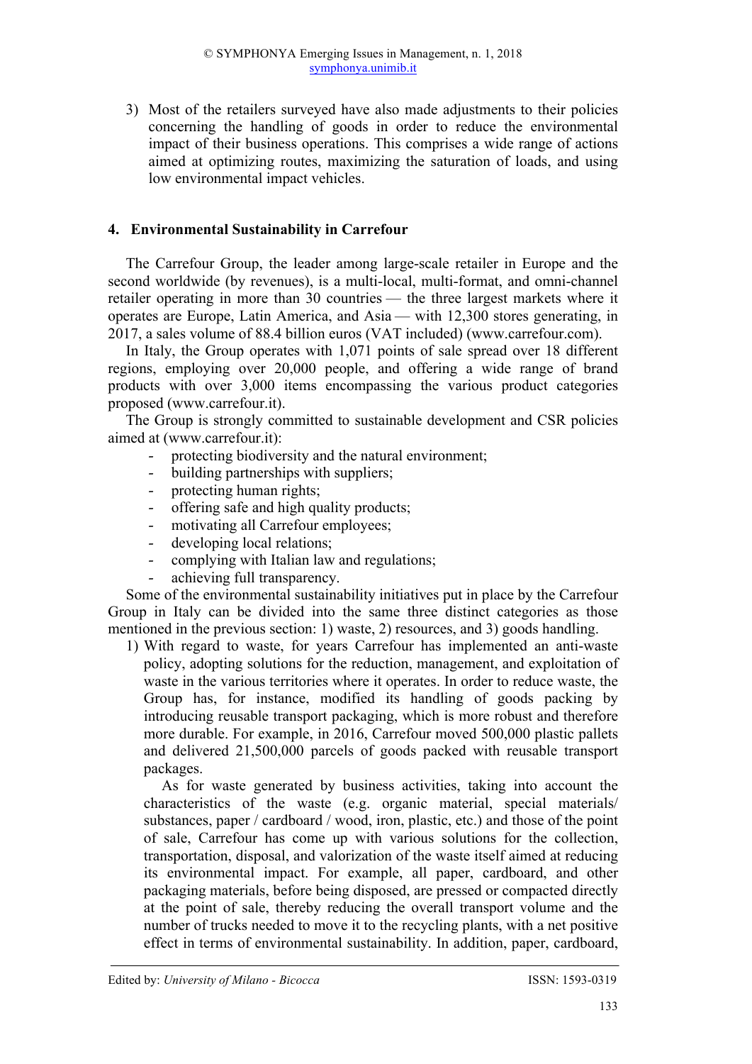3) Most of the retailers surveyed have also made adjustments to their policies concerning the handling of goods in order to reduce the environmental impact of their business operations. This comprises a wide range of actions aimed at optimizing routes, maximizing the saturation of loads, and using low environmental impact vehicles.

## 4. Environmental Sustainability in Carrefour

The Carrefour Group, the leader among large-scale retailer in Europe and the second worldwide (by revenues), is a multi-local, multi-format, and omni-channel retailer operating in more than 30 countries — the three largest markets where it operates are Europe, Latin America, and Asia — with 12,300 stores generating, in 2017, a sales volume of 88.4 billion euros (VAT included) (www.carrefour.com).

In Italy, the Group operates with 1,071 points of sale spread over 18 different regions, employing over 20,000 people, and offering a wide range of brand products with over 3,000 items encompassing the various product categories proposed (www.carrefour.it).

The Group is strongly committed to sustainable development and CSR policies aimed at (www.carrefour.it):

- protecting biodiversity and the natural environment;
- building partnerships with suppliers;
- protecting human rights;
- offering safe and high quality products;
- motivating all Carrefour employees;
- developing local relations;
- complying with Italian law and regulations;
- achieving full transparency.

Some of the environmental sustainability initiatives put in place by the Carrefour Group in Italy can be divided into the same three distinct categories as those mentioned in the previous section: 1) waste, 2) resources, and 3) goods handling.

1) With regard to waste, for years Carrefour has implemented an anti-waste policy, adopting solutions for the reduction, management, and exploitation of waste in the various territories where it operates. In order to reduce waste, the Group has, for instance, modified its handling of goods packing by introducing reusable transport packaging, which is more robust and therefore more durable. For example, in 2016, Carrefour moved 500,000 plastic pallets and delivered 21,500,000 parcels of goods packed with reusable transport packages.

   As for waste generated by business activities, taking into account the characteristics of the waste (e.g. organic material, special materials/ substances, paper / cardboard / wood, iron, plastic, etc.) and those of the point of sale, Carrefour has come up with various solutions for the collection, transportation, disposal, and valorization of the waste itself aimed at reducing its environmental impact. For example, all paper, cardboard, and other packaging materials, before being disposed, are pressed or compacted directly at the point of sale, thereby reducing the overall transport volume and the number of trucks needed to move it to the recycling plants, with a net positive effect in terms of environmental sustainability. In addition, paper, cardboard,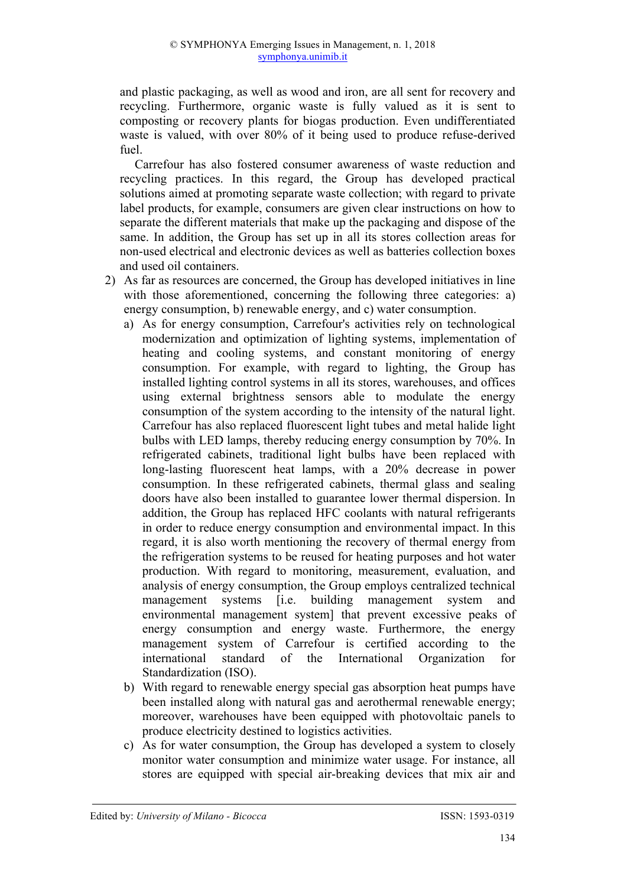and plastic packaging, as well as wood and iron, are all sent for recovery and recycling. Furthermore, organic waste is fully valued as it is sent to composting or recovery plants for biogas production. Even undifferentiated waste is valued, with over 80% of it being used to produce refuse-derived fuel.

Carrefour has also fostered consumer awareness of waste reduction and recycling practices. In this regard, the Group has developed practical solutions aimed at promoting separate waste collection; with regard to private label products, for example, consumers are given clear instructions on how to separate the different materials that make up the packaging and dispose of the same. In addition, the Group has set up in all its stores collection areas for non-used electrical and electronic devices as well as batteries collection boxes and used oil containers.

2) As far as resources are concerned, the Group has developed initiatives in line with those aforementioned, concerning the following three categories: a) energy consumption, b) renewable energy, and c) water consumption.
   a) As for energy consumption, Carrefour's activities rely on technological modernization and optimization of lighting systems, implementation of heating and cooling systems, and constant monitoring of energy consumption. For example, with regard to lighting, the Group has installed lighting control systems in all its stores, warehouses, and offices using external brightness sensors able to modulate the energy consumption of the system according to the intensity of the natural light. Carrefour has also replaced fluorescent light tubes and metal halide light bulbs with LED lamps, thereby reducing energy consumption by 70%. In refrigerated cabinets, traditional light bulbs have been replaced with long-lasting fluorescent heat lamps, with a 20% decrease in power consumption. In these refrigerated cabinets, thermal glass and sealing doors have also been installed to guarantee lower thermal dispersion. In addition, the Group has replaced HFC coolants with natural refrigerants in order to reduce energy consumption and environmental impact. In this regard, it is also worth mentioning the recovery of thermal energy from the refrigeration systems to be reused for heating purposes and hot water production. With regard to monitoring, measurement, evaluation, and analysis of energy consumption, the Group employs centralized technical management systems [i.e. building management system and environmental management system] that prevent excessive peaks of energy consumption and energy waste. Furthermore, the energy management system of Carrefour is certified according to the international standard of the International Organization for Standardization (ISO).
   b) With regard to renewable energy special gas absorption heat pumps have been installed along with natural gas and aerothermal renewable energy; moreover, warehouses have been equipped with photovoltaic panels to produce electricity destined to logistics activities.
   c) As for water consumption, the Group has developed a system to closely monitor water consumption and minimize water usage. For instance, all stores are equipped with special air-breaking devices that mix air and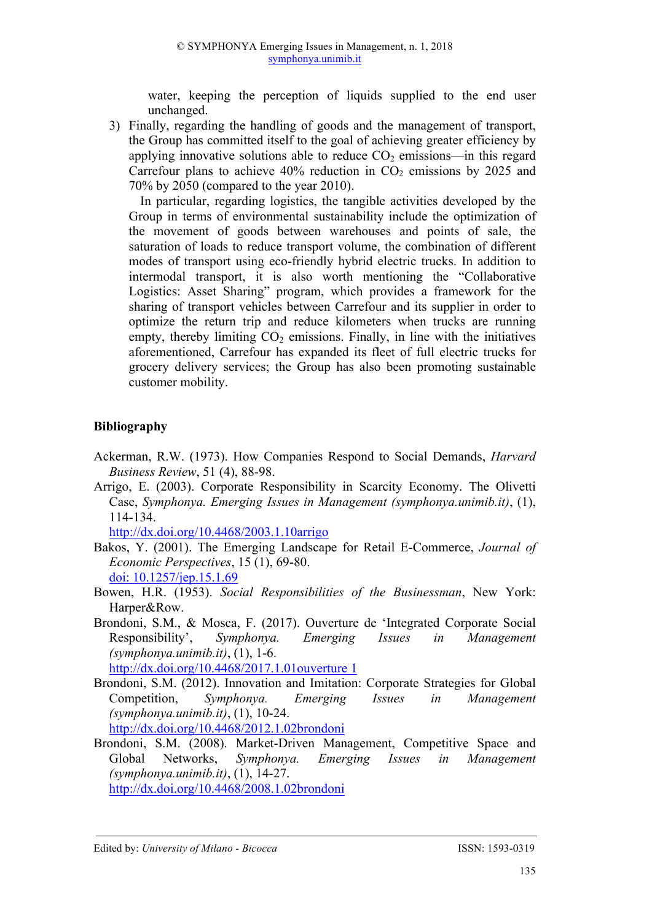water, keeping the perception of liquids supplied to the end user unchanged.

3) Finally, regarding the handling of goods and the management of transport, the Group has committed itself to the goal of achieving greater efficiency by applying innovative solutions able to reduce $CO_2$ emissions—in this regard Carrefour plans to achieve 40% reduction in $CO_2$ emissions by 2025 and 70% by 2050 (compared to the year 2010).

   In particular, regarding logistics, the tangible activities developed by the Group in terms of environmental sustainability include the optimization of the movement of goods between warehouses and points of sale, the saturation of loads to reduce transport volume, the combination of different modes of transport using eco-friendly hybrid electric trucks. In addition to intermodal transport, it is also worth mentioning the "Collaborative Logistics: Asset Sharing" program, which provides a framework for the sharing of transport vehicles between Carrefour and its supplier in order to optimize the return trip and reduce kilometers when trucks are running empty, thereby limiting $CO_2$ emissions. Finally, in line with the initiatives aforementioned, Carrefour has expanded its fleet of full electric trucks for grocery delivery services; the Group has also been promoting sustainable customer mobility.

## Bibliography

Ackerman, R.W. (1973). How Companies Respond to Social Demands, *Harvard Business Review*, 51 (4), 88-98.

Arrigo, E. (2003). Corporate Responsibility in Scarcity Economy. The Olivetti Case, *Symphonya. Emerging Issues in Management (symphonya.unimib.it)*, (1), 114-134.
http://dx.doi.org/10.4468/2003.1.10arrigo

Bakos, Y. (2001). The Emerging Landscape for Retail E-Commerce, *Journal of Economic Perspectives*, 15 (1), 69-80.
doi: 10.1257/jep.15.1.69

Bowen, H.R. (1953). *Social Responsibilities of the Businessman*, New York: Harper&Row.

Brondoni, S.M., & Mosca, F. (2017). Ouverture de 'Integrated Corporate Social Responsibility', *Symphonya. Emerging Issues in Management (symphonya.unimib.it)*, (1), 1-6.
http://dx.doi.org/10.4468/2017.1.01ouverture 1

Brondoni, S.M. (2012). Innovation and Imitation: Corporate Strategies for Global Competition, *Symphonya. Emerging Issues in Management (symphonya.unimib.it)*, (1), 10-24.
http://dx.doi.org/10.4468/2012.1.02brondoni

Brondoni, S.M. (2008). Market-Driven Management, Competitive Space and Global Networks, *Symphonya. Emerging Issues in Management (symphonya.unimib.it)*, (1), 14-27.
http://dx.doi.org/10.4468/2008.1.02brondoni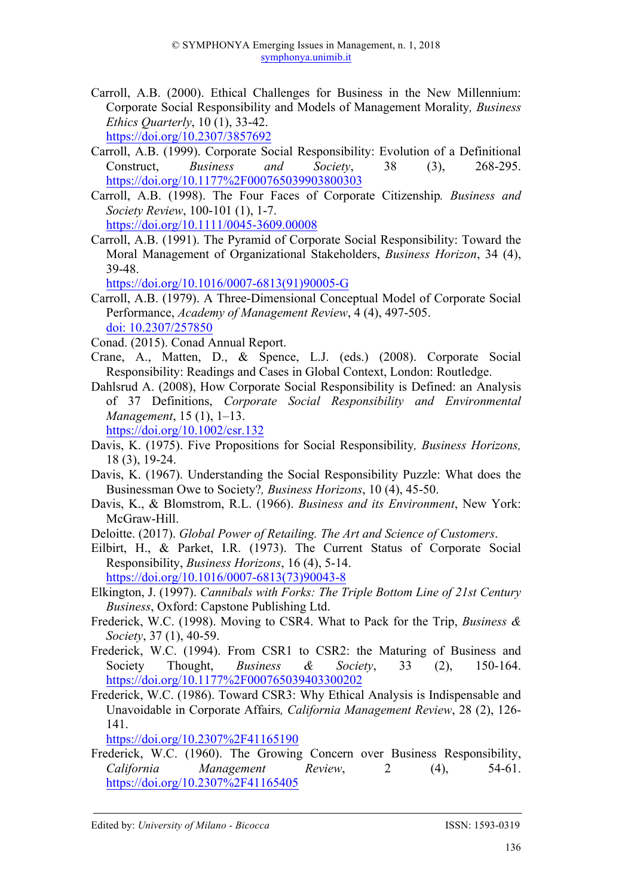Carroll, A.B. (2000). Ethical Challenges for Business in the New Millennium: Corporate Social Responsibility and Models of Management Morality*, Business Ethics Quarterly*, 10 (1), 33-42. https://doi.org/10.2307/3857692

Carroll, A.B. (1999). Corporate Social Responsibility: Evolution of a Definitional Construct, *Business and Society*, 38 (3), 268-295. https://doi.org/10.1177%2F000765039903800303

Carroll, A.B. (1998). The Four Faces of Corporate Citizenship*. Business and Society Review*, 100-101 (1), 1-7. https://doi.org/10.1111/0045-3609.00008

Carroll, A.B. (1991). The Pyramid of Corporate Social Responsibility: Toward the Moral Management of Organizational Stakeholders, *Business Horizon*, 34 (4), 39-48. https://doi.org/10.1016/0007-6813(91)90005-G

Carroll, A.B. (1979). A Three-Dimensional Conceptual Model of Corporate Social Performance, *Academy of Management Review*, 4 (4), 497-505. doi: 10.2307/257850

Conad. (2015). Conad Annual Report.

Crane, A., Matten, D., & Spence, L.J. (eds.) (2008). Corporate Social Responsibility: Readings and Cases in Global Context, London: Routledge.

Dahlsrud A. (2008), How Corporate Social Responsibility is Defined: an Analysis of 37 Definitions, *Corporate Social Responsibility and Environmental Management*, 15 (1), 1–13. https://doi.org/10.1002/csr.132

Davis, K. (1975). Five Propositions for Social Responsibility*, Business Horizons,* 18 (3), 19-24.

Davis, K. (1967). Understanding the Social Responsibility Puzzle: What does the Businessman Owe to Society?*, Business Horizons*, 10 (4), 45-50.

Davis, K., & Blomstrom, R.L. (1966). *Business and its Environment*, New York: McGraw-Hill.

Deloitte. (2017). *Global Power of Retailing. The Art and Science of Customers*.

Eilbirt, H., & Parket, I.R. (1973). The Current Status of Corporate Social Responsibility, *Business Horizons*, 16 (4), 5-14. https://doi.org/10.1016/0007-6813(73)90043-8

Elkington, J. (1997). *Cannibals with Forks: The Triple Bottom Line of 21st Century Business*, Oxford: Capstone Publishing Ltd.

Frederick, W.C. (1998). Moving to CSR4. What to Pack for the Trip, *Business & Society*, 37 (1), 40-59.

Frederick, W.C. (1994). From CSR1 to CSR2: the Maturing of Business and Society Thought, *Business & Society*, 33 (2), 150-164. https://doi.org/10.1177%2F000765039403300202

Frederick, W.C. (1986). Toward CSR3: Why Ethical Analysis is Indispensable and Unavoidable in Corporate Affairs*, California Management Review*, 28 (2), 126-141. https://doi.org/10.2307%2F41165190

Frederick, W.C. (1960). The Growing Concern over Business Responsibility, *California Management Review*, 2 (4), 54-61. https://doi.org/10.2307%2F41165405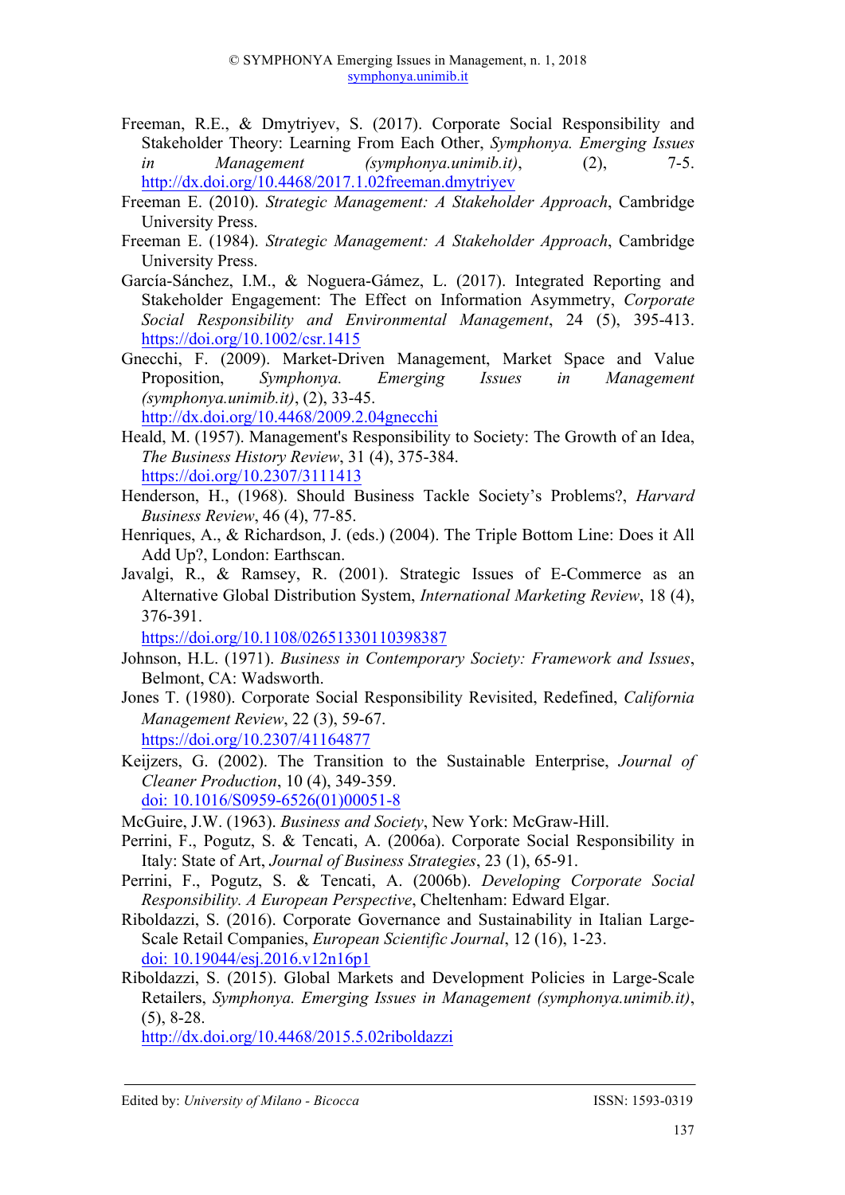Freeman, R.E., & Dmytriyev, S. (2017). Corporate Social Responsibility and Stakeholder Theory: Learning From Each Other, *Symphonya. Emerging Issues in Management (symphonya.unimib.it)*, (2), 7-5. http://dx.doi.org/10.4468/2017.1.02freeman.dmytriyev

Freeman E. (2010). *Strategic Management: A Stakeholder Approach*, Cambridge University Press.

Freeman E. (1984). *Strategic Management: A Stakeholder Approach*, Cambridge University Press.

García-Sánchez, I.M., & Noguera-Gámez, L. (2017). Integrated Reporting and Stakeholder Engagement: The Effect on Information Asymmetry, *Corporate Social Responsibility and Environmental Management*, 24 (5), 395-413. https://doi.org/10.1002/csr.1415

Gnecchi, F. (2009). Market-Driven Management, Market Space and Value Proposition, *Symphonya. Emerging Issues in Management (symphonya.unimib.it)*, (2), 33-45. http://dx.doi.org/10.4468/2009.2.04gnecchi

Heald, M. (1957). Management's Responsibility to Society: The Growth of an Idea, *The Business History Review*, 31 (4), 375-384. https://doi.org/10.2307/3111413

Henderson, H., (1968). Should Business Tackle Society's Problems?, *Harvard Business Review*, 46 (4), 77-85.

Henriques, A., & Richardson, J. (eds.) (2004). The Triple Bottom Line: Does it All Add Up?, London: Earthscan.

Javalgi, R., & Ramsey, R. (2001). Strategic Issues of E-Commerce as an Alternative Global Distribution System, *International Marketing Review*, 18 (4), 376-391. https://doi.org/10.1108/02651330110398387

Johnson, H.L. (1971). *Business in Contemporary Society: Framework and Issues*, Belmont, CA: Wadsworth.

Jones T. (1980). Corporate Social Responsibility Revisited, Redefined, *California Management Review*, 22 (3), 59-67. https://doi.org/10.2307/41164877

Keijzers, G. (2002). The Transition to the Sustainable Enterprise, *Journal of Cleaner Production*, 10 (4), 349-359. doi: 10.1016/S0959-6526(01)00051-8

McGuire, J.W. (1963). *Business and Society*, New York: McGraw-Hill.

Perrini, F., Pogutz, S. & Tencati, A. (2006a). Corporate Social Responsibility in Italy: State of Art, *Journal of Business Strategies*, 23 (1), 65-91.

Perrini, F., Pogutz, S. & Tencati, A. (2006b). *Developing Corporate Social Responsibility. A European Perspective*, Cheltenham: Edward Elgar.

Riboldazzi, S. (2016). Corporate Governance and Sustainability in Italian Large-Scale Retail Companies, *European Scientific Journal*, 12 (16), 1-23. doi: 10.19044/esj.2016.v12n16p1

Riboldazzi, S. (2015). Global Markets and Development Policies in Large-Scale Retailers, *Symphonya. Emerging Issues in Management (symphonya.unimib.it)*, (5), 8-28. http://dx.doi.org/10.4468/2015.5.02riboldazzi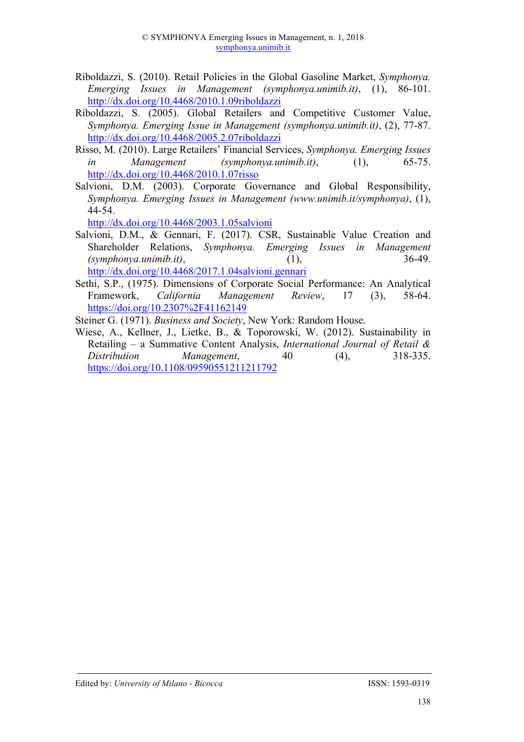Riboldazzi, S. (2010). Retail Policies in the Global Gasoline Market, *Symphonya. Emerging Issues in Management (symphonya.unimib.it)*, (1), 86-101. http://dx.doi.org/10.4468/2010.1.09riboldazzi

Riboldazzi, S. (2005). Global Retailers and Competitive Customer Value, *Symphonya. Emerging Issue in Management (symphonya.unimib.it)*, (2), 77-87. http://dx.doi.org/10.4468/2005.2.07riboldazzi

Risso, M. (2010). Large Retailers' Financial Services, *Symphonya. Emerging Issues in Management (symphonya.unimib.it)*, (1), 65-75. http://dx.doi.org/10.4468/2010.1.07risso

Salvioni, D.M. (2003). Corporate Governance and Global Responsibility, *Symphonya. Emerging Issues in Management (www.unimib.it/symphonya)*, (1), 44-54. http://dx.doi.org/10.4468/2003.1.05salvioni

Salvioni, D.M., & Gennari, F. (2017). CSR, Sustainable Value Creation and Shareholder Relations, *Symphonya. Emerging Issues in Management (symphonya.unimib.it)*, (1), 36-49. http://dx.doi.org/10.4468/2017.1.04salvioni.gennari

Sethi, S.P., (1975). Dimensions of Corporate Social Performance: An Analytical Framework, *California Management Review*, 17 (3), 58-64. https://doi.org/10.2307%2F41162149

Steiner G. (1971). *Business and Society*, New York: Random House.

Wiese, A., Kellner, J., Lietke, B., & Toporowski, W. (2012). Sustainability in Retailing – a Summative Content Analysis, *International Journal of Retail & Distribution Management*, 40 (4), 318-335. https://doi.org/10.1108/09590551211211792